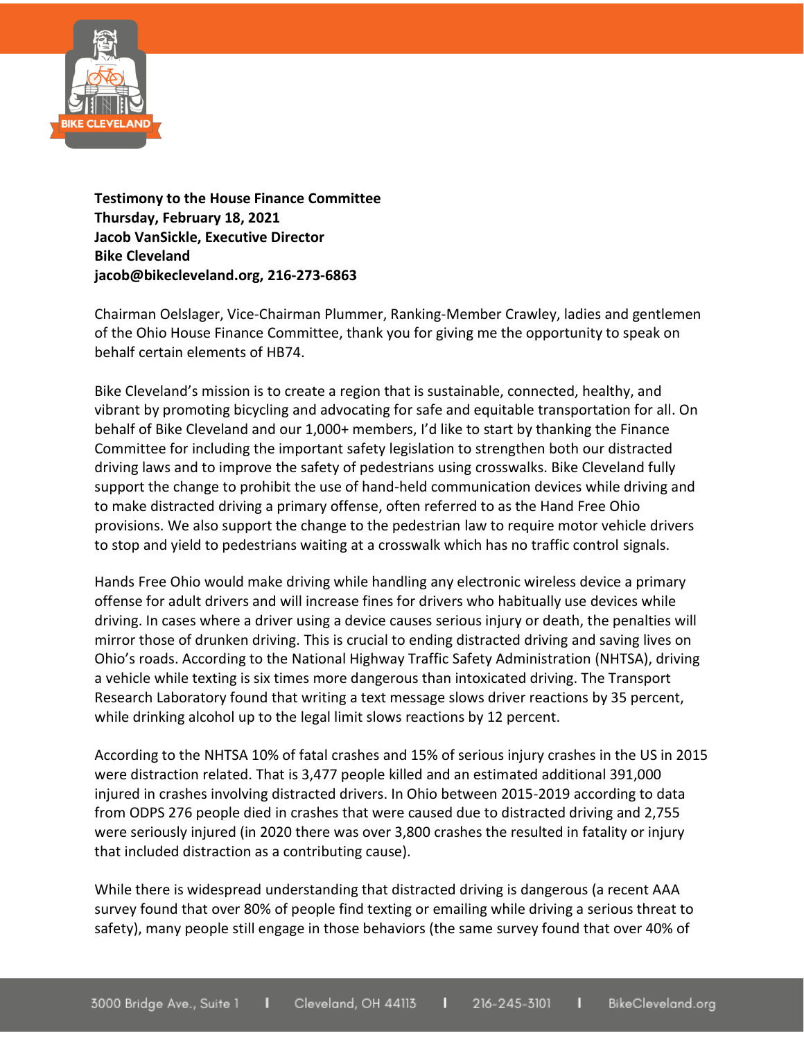**Testimony to the House Finance Committee**
**Thursday, February 18, 2021**
**Jacob VanSickle, Executive Director**
**Bike Cleveland**
**jacob@bikecleveland.org, 216-273-6863**

Chairman Oelslager, Vice-Chairman Plummer, Ranking-Member Crawley, ladies and gentlemen of the Ohio House Finance Committee, thank you for giving me the opportunity to speak on behalf certain elements of HB74.

Bike Cleveland's mission is to create a region that is sustainable, connected, healthy, and vibrant by promoting bicycling and advocating for safe and equitable transportation for all. On behalf of Bike Cleveland and our 1,000+ members, I'd like to start by thanking the Finance Committee for including the important safety legislation to strengthen both our distracted driving laws and to improve the safety of pedestrians using crosswalks. Bike Cleveland fully support the change to prohibit the use of hand-held communication devices while driving and to make distracted driving a primary offense, often referred to as the Hand Free Ohio provisions. We also support the change to the pedestrian law to require motor vehicle drivers to stop and yield to pedestrians waiting at a crosswalk which has no traffic control signals.

Hands Free Ohio would make driving while handling any electronic wireless device a primary offense for adult drivers and will increase fines for drivers who habitually use devices while driving. In cases where a driver using a device causes serious injury or death, the penalties will mirror those of drunken driving. This is crucial to ending distracted driving and saving lives on Ohio's roads. According to the National Highway Traffic Safety Administration (NHTSA), driving a vehicle while texting is six times more dangerous than intoxicated driving. The Transport Research Laboratory found that writing a text message slows driver reactions by 35 percent, while drinking alcohol up to the legal limit slows reactions by 12 percent.

According to the NHTSA 10% of fatal crashes and 15% of serious injury crashes in the US in 2015 were distraction related. That is 3,477 people killed and an estimated additional 391,000 injured in crashes involving distracted drivers. In Ohio between 2015-2019 according to data from ODPS 276 people died in crashes that were caused due to distracted driving and 2,755 were seriously injured (in 2020 there was over 3,800 crashes the resulted in fatality or injury that included distraction as a contributing cause).

While there is widespread understanding that distracted driving is dangerous (a recent AAA survey found that over 80% of people find texting or emailing while driving a serious threat to safety), many people still engage in those behaviors (the same survey found that over 40% of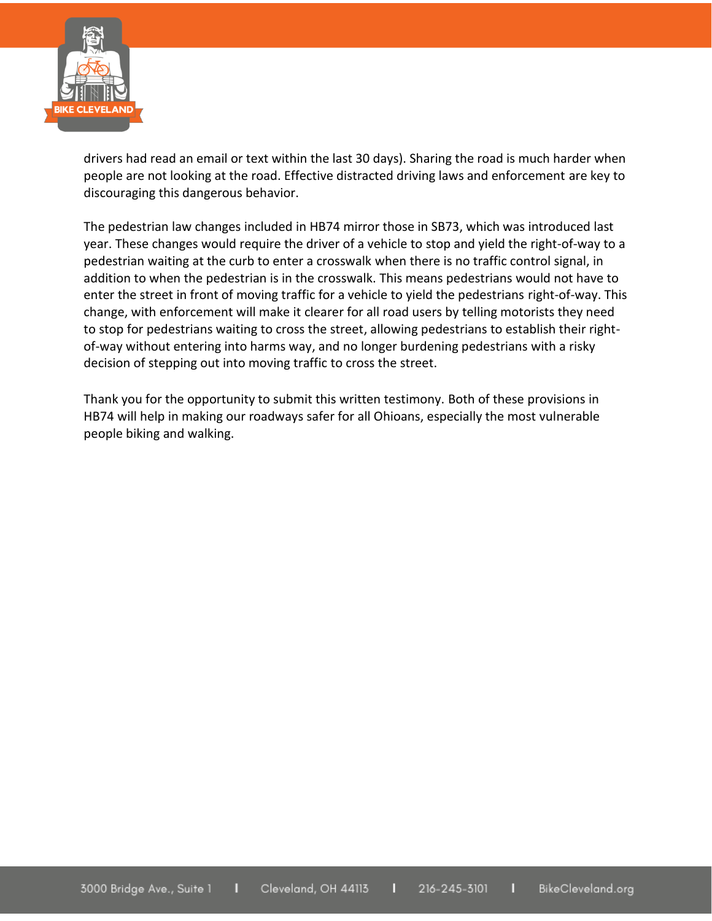drivers had read an email or text within the last 30 days). Sharing the road is much harder when people are not looking at the road. Effective distracted driving laws and enforcement are key to discouraging this dangerous behavior.

The pedestrian law changes included in HB74 mirror those in SB73, which was introduced last year. These changes would require the driver of a vehicle to stop and yield the right-of-way to a pedestrian waiting at the curb to enter a crosswalk when there is no traffic control signal, in addition to when the pedestrian is in the crosswalk. This means pedestrians would not have to enter the street in front of moving traffic for a vehicle to yield the pedestrians right-of-way. This change, with enforcement will make it clearer for all road users by telling motorists they need to stop for pedestrians waiting to cross the street, allowing pedestrians to establish their right-of-way without entering into harms way, and no longer burdening pedestrians with a risky decision of stepping out into moving traffic to cross the street.

Thank you for the opportunity to submit this written testimony. Both of these provisions in HB74 will help in making our roadways safer for all Ohioans, especially the most vulnerable people biking and walking.